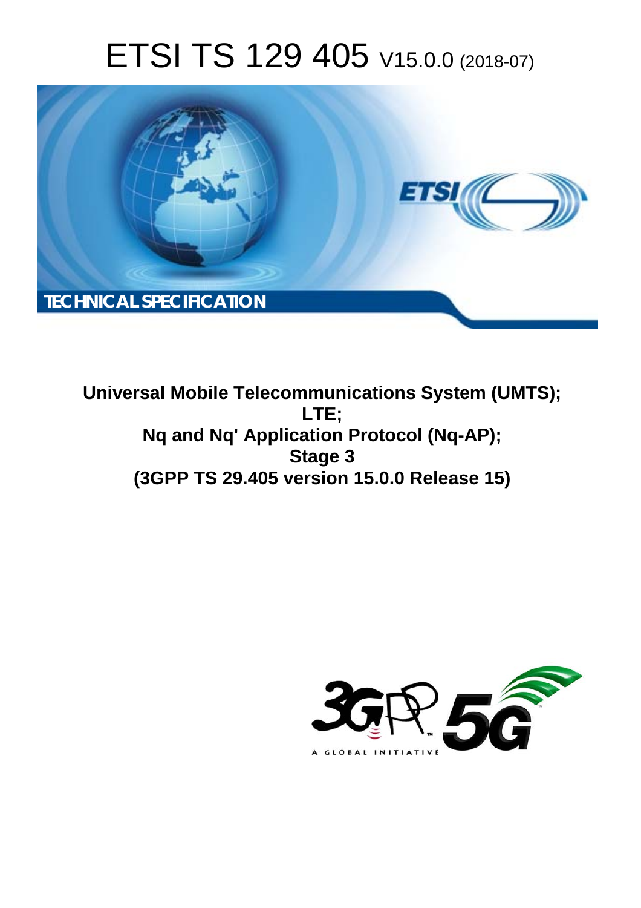# ETSI TS 129 405 V15.0.0 (2018-07)

TECHNICAL SPECIFICATION

**Universal Mobile Telecommunications System (UMTS); LTE; Nq and Nq' Application Protocol (Nq-AP); Stage 3 (3GPP TS 29.405 version 15.0.0 Release 15)**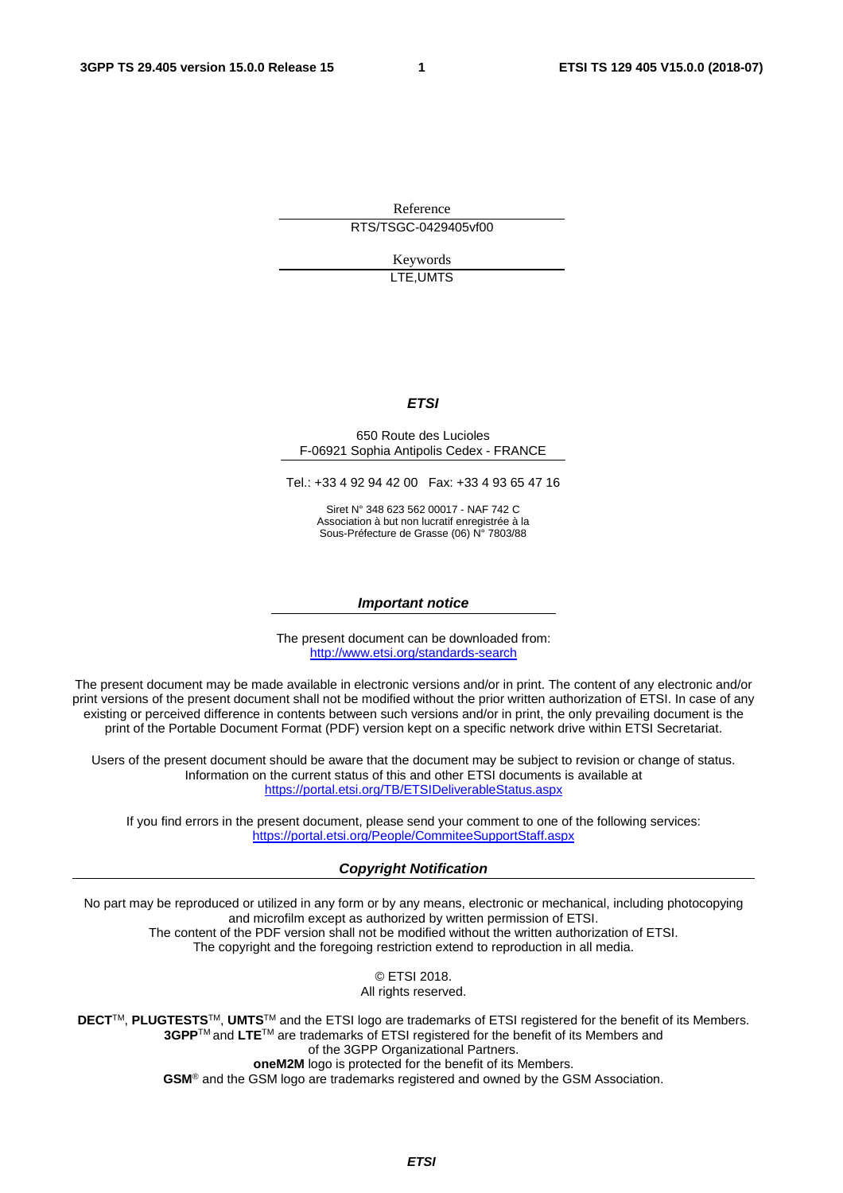Reference

RTS/TSGC-0429405vf00

Keywords

LTE,UMTS

***ETSI***

650 Route des Lucioles
F-06921 Sophia Antipolis Cedex - FRANCE

Tel.: +33 4 92 94 42 00 Fax: +33 4 93 65 47 16

Siret N° 348 623 562 00017 - NAF 742 C
Association à but non lucratif enregistrée à la
Sous-Préfecture de Grasse (06) N° 7803/88

***Important notice***

The present document can be downloaded from:
http://www.etsi.org/standards-search

The present document may be made available in electronic versions and/or in print. The content of any electronic and/or print versions of the present document shall not be modified without the prior written authorization of ETSI. In case of any existing or perceived difference in contents between such versions and/or in print, the only prevailing document is the print of the Portable Document Format (PDF) version kept on a specific network drive within ETSI Secretariat.

Users of the present document should be aware that the document may be subject to revision or change of status. Information on the current status of this and other ETSI documents is available at
https://portal.etsi.org/TB/ETSIDeliverableStatus.aspx

If you find errors in the present document, please send your comment to one of the following services:
https://portal.etsi.org/People/CommiteeSupportStaff.aspx

***Copyright Notification***

No part may be reproduced or utilized in any form or by any means, electronic or mechanical, including photocopying and microfilm except as authorized by written permission of ETSI.
The content of the PDF version shall not be modified without the written authorization of ETSI.
The copyright and the foregoing restriction extend to reproduction in all media.

© ETSI 2018.
All rights reserved.

**DECT**™, **PLUGTESTS**™, **UMTS**™ and the ETSI logo are trademarks of ETSI registered for the benefit of its Members.
**3GPP**™ and **LTE**™ are trademarks of ETSI registered for the benefit of its Members and
of the 3GPP Organizational Partners.
**oneM2M** logo is protected for the benefit of its Members.
**GSM**® and the GSM logo are trademarks registered and owned by the GSM Association.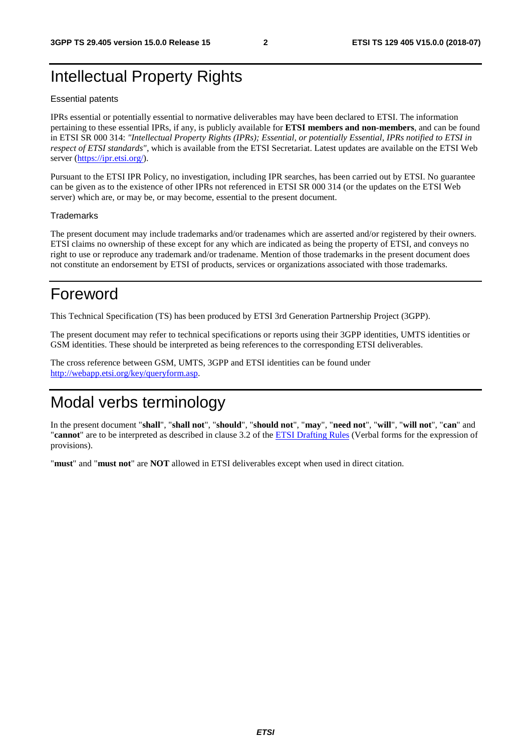# Intellectual Property Rights

Essential patents

IPRs essential or potentially essential to normative deliverables may have been declared to ETSI. The information pertaining to these essential IPRs, if any, is publicly available for **ETSI members and non-members**, and can be found in ETSI SR 000 314: *"Intellectual Property Rights (IPRs); Essential, or potentially Essential, IPRs notified to ETSI in respect of ETSI standards"*, which is available from the ETSI Secretariat. Latest updates are available on the ETSI Web server (https://ipr.etsi.org/).

Pursuant to the ETSI IPR Policy, no investigation, including IPR searches, has been carried out by ETSI. No guarantee can be given as to the existence of other IPRs not referenced in ETSI SR 000 314 (or the updates on the ETSI Web server) which are, or may be, or may become, essential to the present document.

Trademarks

The present document may include trademarks and/or tradenames which are asserted and/or registered by their owners. ETSI claims no ownership of these except for any which are indicated as being the property of ETSI, and conveys no right to use or reproduce any trademark and/or tradename. Mention of those trademarks in the present document does not constitute an endorsement by ETSI of products, services or organizations associated with those trademarks.

# Foreword

This Technical Specification (TS) has been produced by ETSI 3rd Generation Partnership Project (3GPP).

The present document may refer to technical specifications or reports using their 3GPP identities, UMTS identities or GSM identities. These should be interpreted as being references to the corresponding ETSI deliverables.

The cross reference between GSM, UMTS, 3GPP and ETSI identities can be found under http://webapp.etsi.org/key/queryform.asp.

# Modal verbs terminology

In the present document "**shall**", "**shall not**", "**should**", "**should not**", "**may**", "**need not**", "**will**", "**will not**", "**can**" and "**cannot**" are to be interpreted as described in clause 3.2 of the ETSI Drafting Rules (Verbal forms for the expression of provisions).

"**must**" and "**must not**" are **NOT** allowed in ETSI deliverables except when used in direct citation.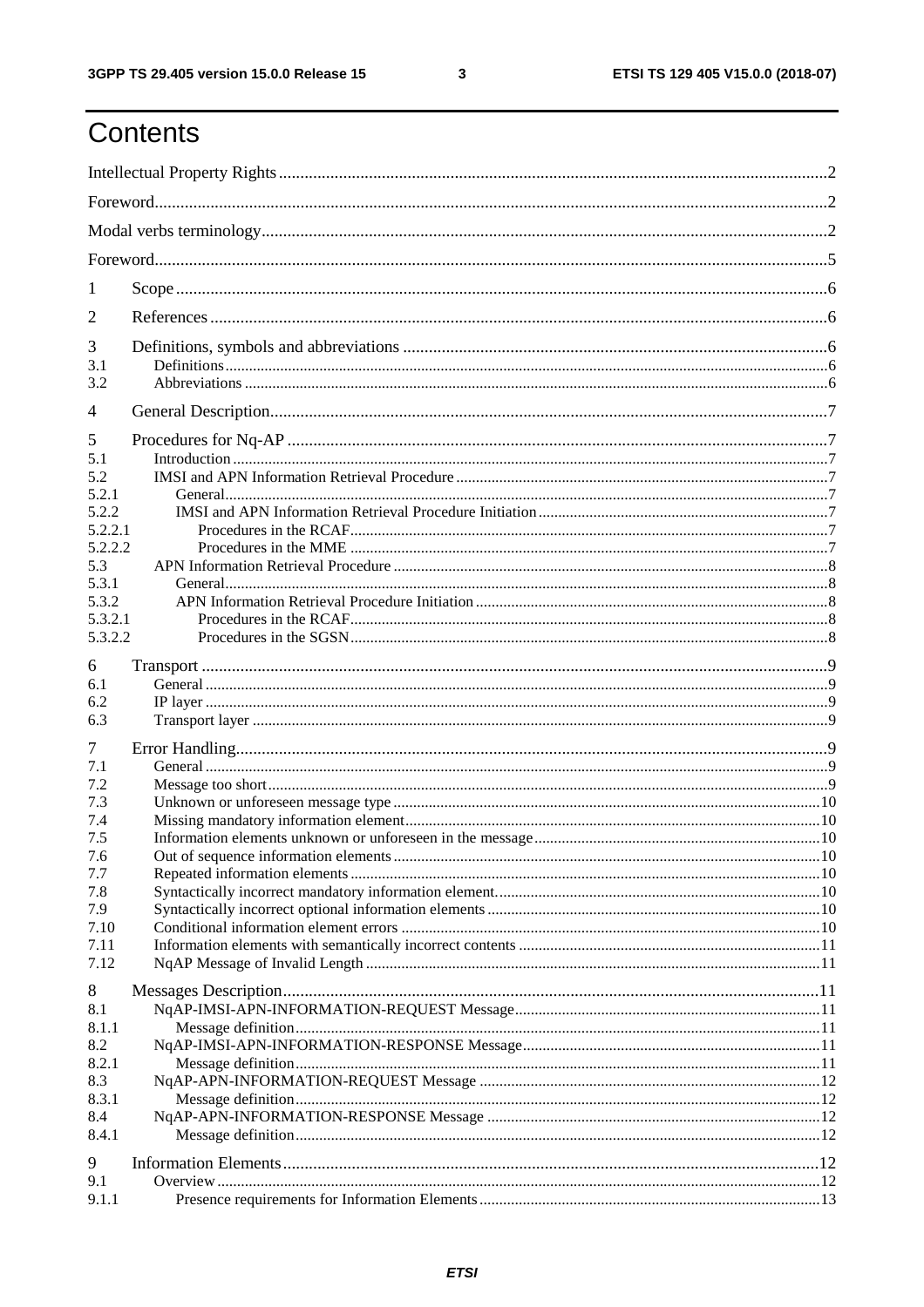# Contents

Intellectual Property Rights ....................................................................................................................2

Foreword....................................................................................................................................................2

Modal verbs terminology ...........................................................................................................................2

Foreword....................................................................................................................................................5

1 Scope ......................................................................................................................................................6

2 References .............................................................................................................................................6

3 Definitions, symbols and abbreviations .................................................................................................6

3.1 Definitions ..........................................................................................................................................6

3.2 Abbreviations ......................................................................................................................................6

4 General Description................................................................................................................................7

5 Procedures for Nq-AP ............................................................................................................................7

5.1 Introduction .........................................................................................................................................7

5.2 IMSI and APN Information Retrieval Procedure ................................................................................7

5.2.1 General..............................................................................................................................................7

5.2.2 IMSI and APN Information Retrieval Procedure Initiation...............................................................7

5.2.2.1 Procedures in the RCAF.................................................................................................................7

5.2.2.2 Procedures in the MME .................................................................................................................7

5.3 APN Information Retrieval Procedure ................................................................................................8

5.3.1 General..............................................................................................................................................8

5.3.2 APN Information Retrieval Procedure Initiation ..............................................................................8

5.3.2.1 Procedures in the RCAF.................................................................................................................8

5.3.2.2 Procedures in the SGSN.................................................................................................................8

6 Transport ................................................................................................................................................9

6.1 General ................................................................................................................................................9

6.2 IP layer ................................................................................................................................................9

6.3 Transport layer .....................................................................................................................................9

7 Error Handling.........................................................................................................................................9

7.1 General .................................................................................................................................................9

7.2 Message too short.................................................................................................................................9

7.3 Unknown or unforeseen message type ..............................................................................................10

7.4 Missing mandatory information element............................................................................................10

7.5 Information elements unknown or unforeseen in the message...........................................................10

7.6 Out of sequence information elements ..............................................................................................10

7.7 Repeated information elements ..........................................................................................................10

7.8 Syntactically incorrect mandatory information element.....................................................................10

7.9 Syntactically incorrect optional information elements .......................................................................10

7.10 Conditional information element errors ............................................................................................10

7.11 Information elements with semantically incorrect contents ..............................................................11

7.12 NqAP Message of Invalid Length .....................................................................................................11

8 Messages Description...........................................................................................................................11

8.1 NqAP-IMSI-APN-INFORMATION-REQUEST Message..................................................................11

8.1.1 Message definition..........................................................................................................................11

8.2 NqAP-IMSI-APN-INFORMATION-RESPONSE Message...............................................................11

8.2.1 Message definition..........................................................................................................................11

8.3 NqAP-APN-INFORMATION-REQUEST Message ..........................................................................12

8.3.1 Message definition..........................................................................................................................12

8.4 NqAP-APN-INFORMATION-RESPONSE Message ........................................................................12

8.4.1 Message definition..........................................................................................................................12

9 Information Elements............................................................................................................................12

9.1 Overview ............................................................................................................................................12

9.1.1 Presence requirements for Information Elements ..........................................................................13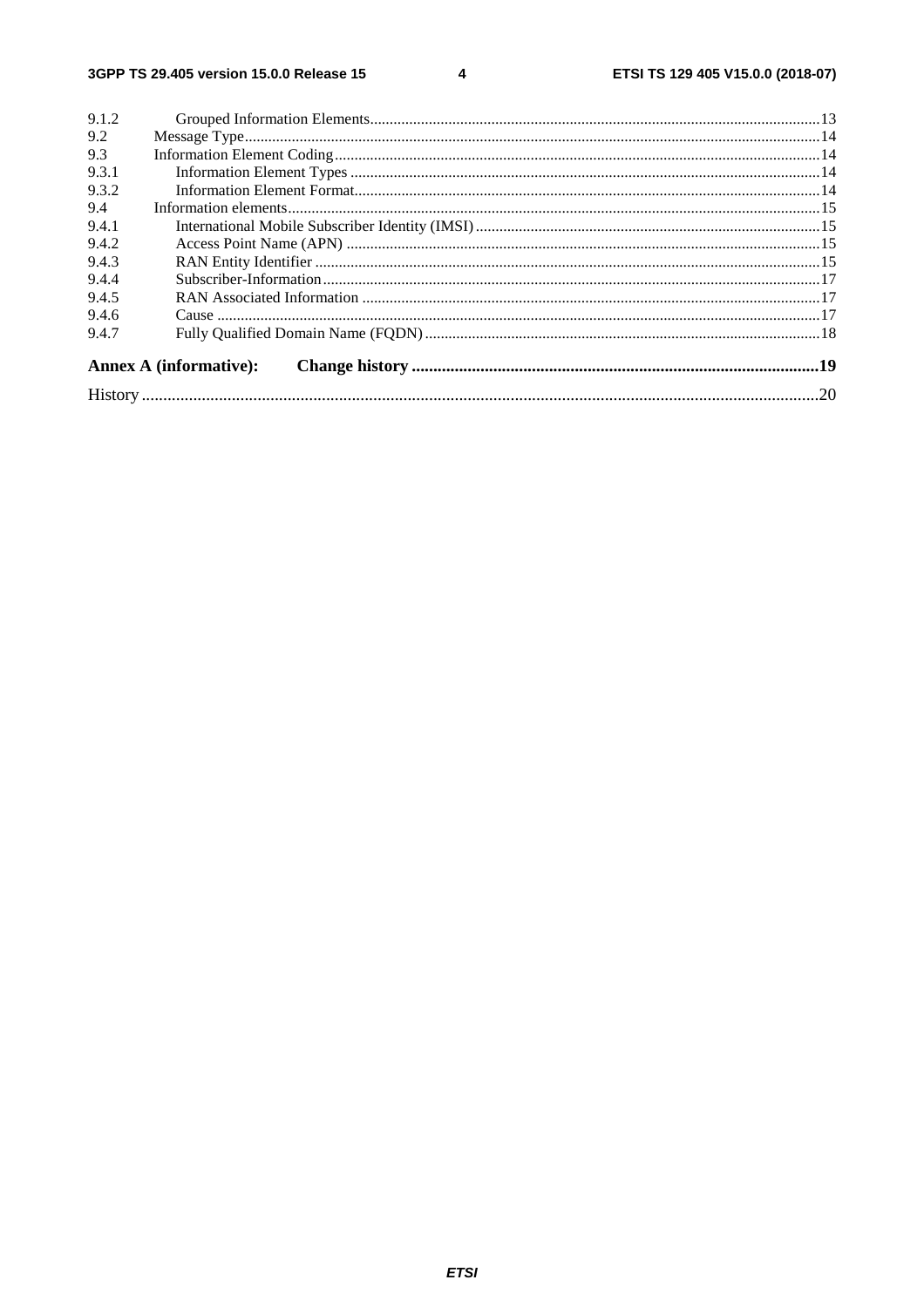9.1.2 Grouped Information Elements .......................................................................................................................13
9.2 Message Type......................................................................................................................................14
9.3 Information Element Coding...............................................................................................................14
9.3.1 Information Element Types ..........................................................................................................14
9.3.2 Information Element Format.........................................................................................................14
9.4 Information elements...........................................................................................................................15
9.4.1 International Mobile Subscriber Identity (IMSI) ..........................................................................15
9.4.2 Access Point Name (APN) ...........................................................................................................15
9.4.3 RAN Entity Identifier ...................................................................................................................15
9.4.4 Subscriber-Information.................................................................................................................17
9.4.5 RAN Associated Information .......................................................................................................17
9.4.6 Cause ............................................................................................................................................17
9.4.7 Fully Qualified Domain Name (FQDN) .......................................................................................18

**Annex A (informative): Change history ...............................................................................................19**

History ..............................................................................................................................................................20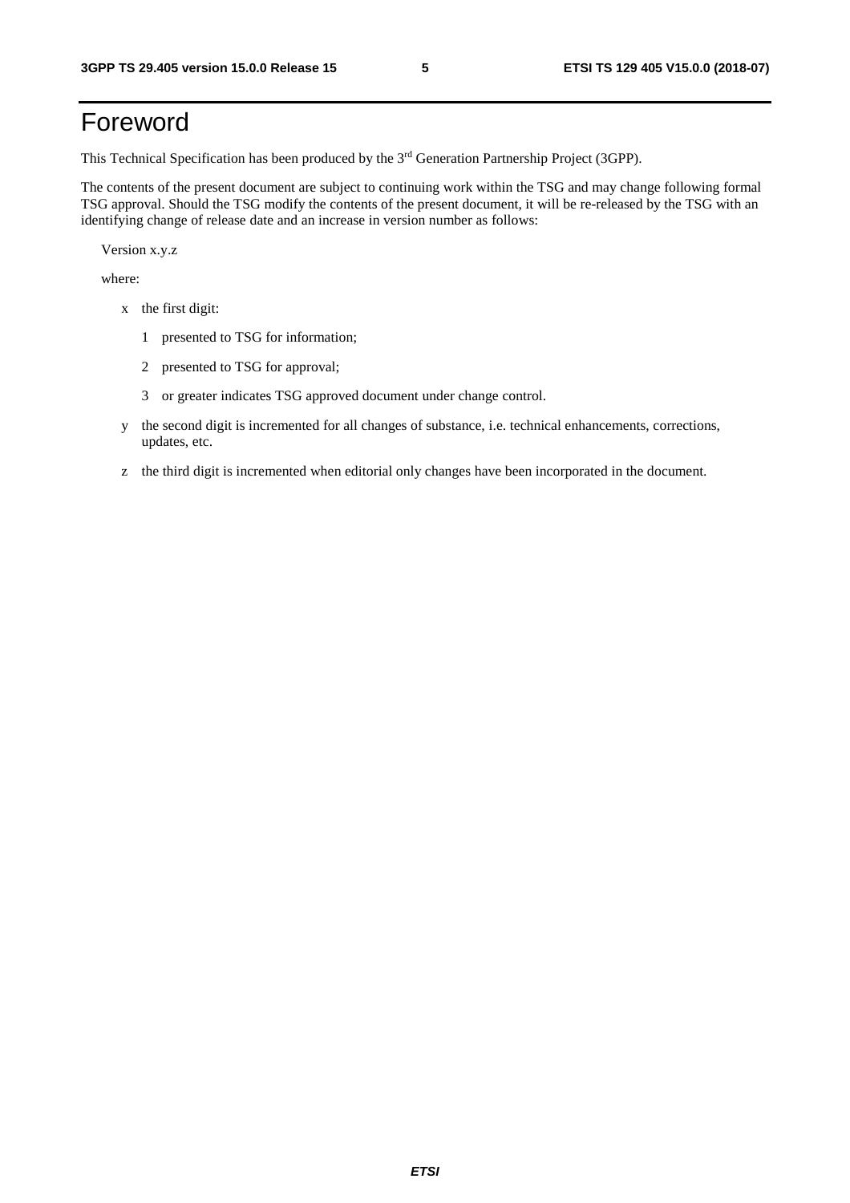# Foreword

This Technical Specification has been produced by the 3rd Generation Partnership Project (3GPP).

The contents of the present document are subject to continuing work within the TSG and may change following formal TSG approval. Should the TSG modify the contents of the present document, it will be re-released by the TSG with an identifying change of release date and an increase in version number as follows:

Version x.y.z

where:

- x the first digit:
  - 1 presented to TSG for information;
  - 2 presented to TSG for approval;
  - 3 or greater indicates TSG approved document under change control.
- y the second digit is incremented for all changes of substance, i.e. technical enhancements, corrections, updates, etc.
- z the third digit is incremented when editorial only changes have been incorporated in the document.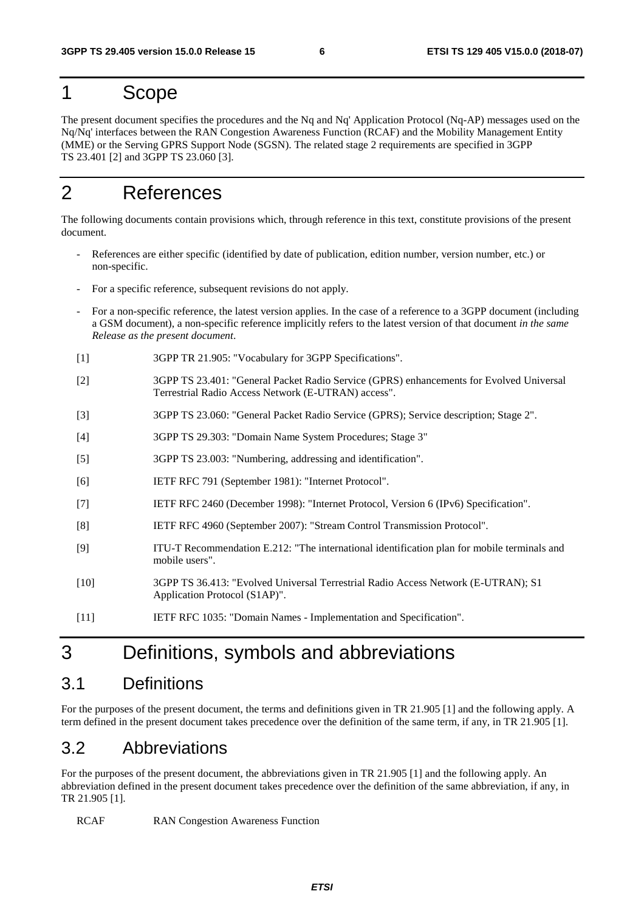# 1 Scope

The present document specifies the procedures and the Nq and Nq' Application Protocol (Nq-AP) messages used on the Nq/Nq' interfaces between the RAN Congestion Awareness Function (RCAF) and the Mobility Management Entity (MME) or the Serving GPRS Support Node (SGSN). The related stage 2 requirements are specified in 3GPP TS 23.401 [2] and 3GPP TS 23.060 [3].

# 2 References

The following documents contain provisions which, through reference in this text, constitute provisions of the present document.

- References are either specific (identified by date of publication, edition number, version number, etc.) or non-specific.
- For a specific reference, subsequent revisions do not apply.
- For a non-specific reference, the latest version applies. In the case of a reference to a 3GPP document (including a GSM document), a non-specific reference implicitly refers to the latest version of that document *in the same Release as the present document*.

[1] 3GPP TR 21.905: "Vocabulary for 3GPP Specifications".

[2] 3GPP TS 23.401: "General Packet Radio Service (GPRS) enhancements for Evolved Universal Terrestrial Radio Access Network (E-UTRAN) access".

[3] 3GPP TS 23.060: "General Packet Radio Service (GPRS); Service description; Stage 2".

[4] 3GPP TS 29.303: "Domain Name System Procedures; Stage 3"

[5] 3GPP TS 23.003: "Numbering, addressing and identification".

[6] IETF RFC 791 (September 1981): "Internet Protocol".

[7] IETF RFC 2460 (December 1998): "Internet Protocol, Version 6 (IPv6) Specification".

[8] IETF RFC 4960 (September 2007): "Stream Control Transmission Protocol".

[9] ITU-T Recommendation E.212: "The international identification plan for mobile terminals and mobile users".

[10] 3GPP TS 36.413: "Evolved Universal Terrestrial Radio Access Network (E-UTRAN); S1 Application Protocol (S1AP)".

[11] IETF RFC 1035: "Domain Names - Implementation and Specification".

# 3 Definitions, symbols and abbreviations

## 3.1 Definitions

For the purposes of the present document, the terms and definitions given in TR 21.905 [1] and the following apply. A term defined in the present document takes precedence over the definition of the same term, if any, in TR 21.905 [1].

## 3.2 Abbreviations

For the purposes of the present document, the abbreviations given in TR 21.905 [1] and the following apply. An abbreviation defined in the present document takes precedence over the definition of the same abbreviation, if any, in TR 21.905 [1].

RCAF RAN Congestion Awareness Function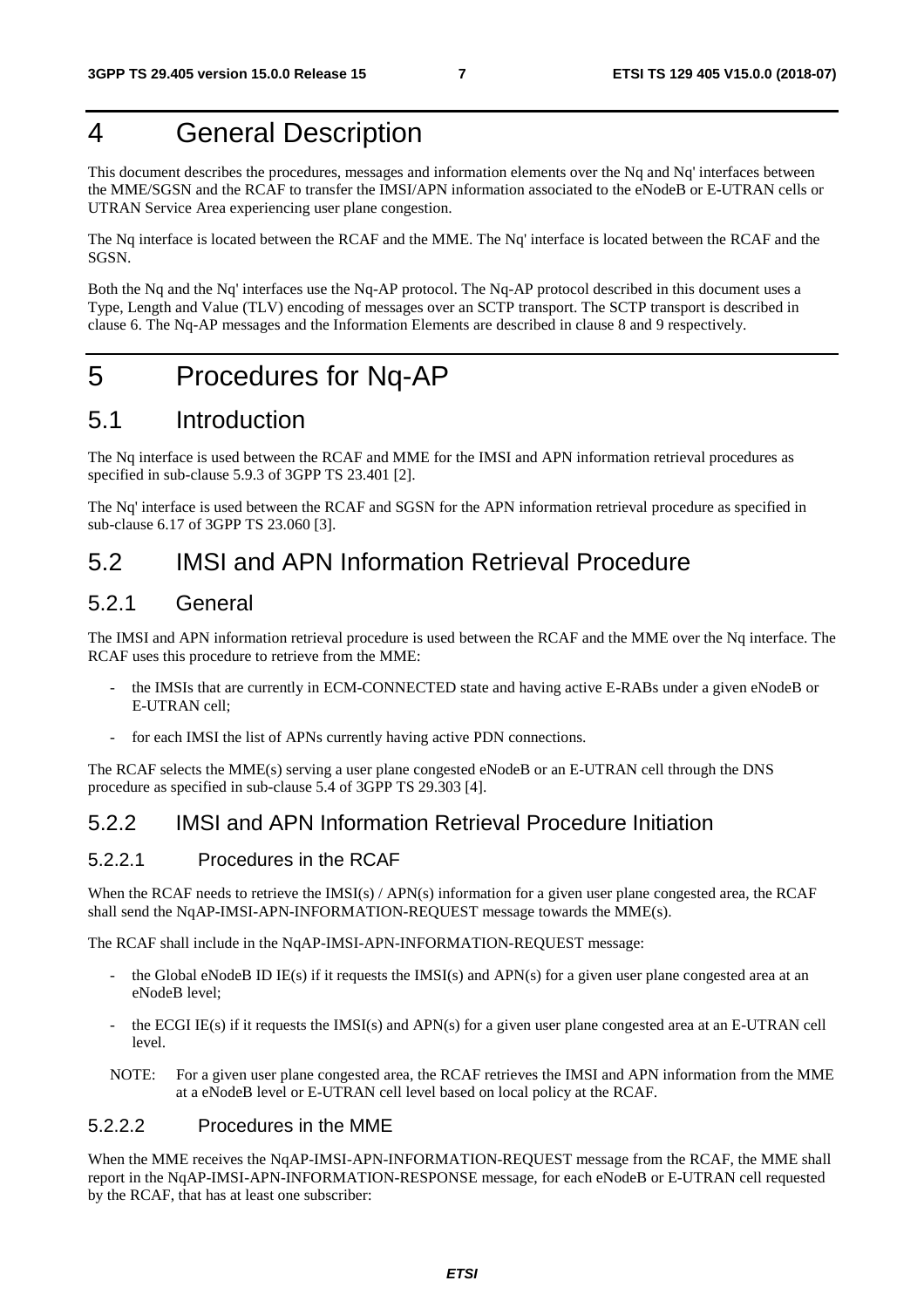# 4 General Description

This document describes the procedures, messages and information elements over the Nq and Nq' interfaces between the MME/SGSN and the RCAF to transfer the IMSI/APN information associated to the eNodeB or E-UTRAN cells or UTRAN Service Area experiencing user plane congestion.

The Nq interface is located between the RCAF and the MME. The Nq' interface is located between the RCAF and the SGSN.

Both the Nq and the Nq' interfaces use the Nq-AP protocol. The Nq-AP protocol described in this document uses a Type, Length and Value (TLV) encoding of messages over an SCTP transport. The SCTP transport is described in clause 6. The Nq-AP messages and the Information Elements are described in clause 8 and 9 respectively.

# 5 Procedures for Nq-AP

## 5.1 Introduction

The Nq interface is used between the RCAF and MME for the IMSI and APN information retrieval procedures as specified in sub-clause 5.9.3 of 3GPP TS 23.401 [2].

The Nq' interface is used between the RCAF and SGSN for the APN information retrieval procedure as specified in sub-clause 6.17 of 3GPP TS 23.060 [3].

## 5.2 IMSI and APN Information Retrieval Procedure

### 5.2.1 General

The IMSI and APN information retrieval procedure is used between the RCAF and the MME over the Nq interface. The RCAF uses this procedure to retrieve from the MME:

- the IMSIs that are currently in ECM-CONNECTED state and having active E-RABs under a given eNodeB or E-UTRAN cell;
- for each IMSI the list of APNs currently having active PDN connections.

The RCAF selects the MME(s) serving a user plane congested eNodeB or an E-UTRAN cell through the DNS procedure as specified in sub-clause 5.4 of 3GPP TS 29.303 [4].

### 5.2.2 IMSI and APN Information Retrieval Procedure Initiation

#### 5.2.2.1 Procedures in the RCAF

When the RCAF needs to retrieve the IMSI(s) / APN(s) information for a given user plane congested area, the RCAF shall send the NqAP-IMSI-APN-INFORMATION-REQUEST message towards the MME(s).

The RCAF shall include in the NqAP-IMSI-APN-INFORMATION-REQUEST message:

- the Global eNodeB ID IE(s) if it requests the IMSI(s) and APN(s) for a given user plane congested area at an eNodeB level;
- the ECGI IE(s) if it requests the IMSI(s) and APN(s) for a given user plane congested area at an E-UTRAN cell level.

NOTE: For a given user plane congested area, the RCAF retrieves the IMSI and APN information from the MME at a eNodeB level or E-UTRAN cell level based on local policy at the RCAF.

#### 5.2.2.2 Procedures in the MME

When the MME receives the NqAP-IMSI-APN-INFORMATION-REQUEST message from the RCAF, the MME shall report in the NqAP-IMSI-APN-INFORMATION-RESPONSE message, for each eNodeB or E-UTRAN cell requested by the RCAF, that has at least one subscriber: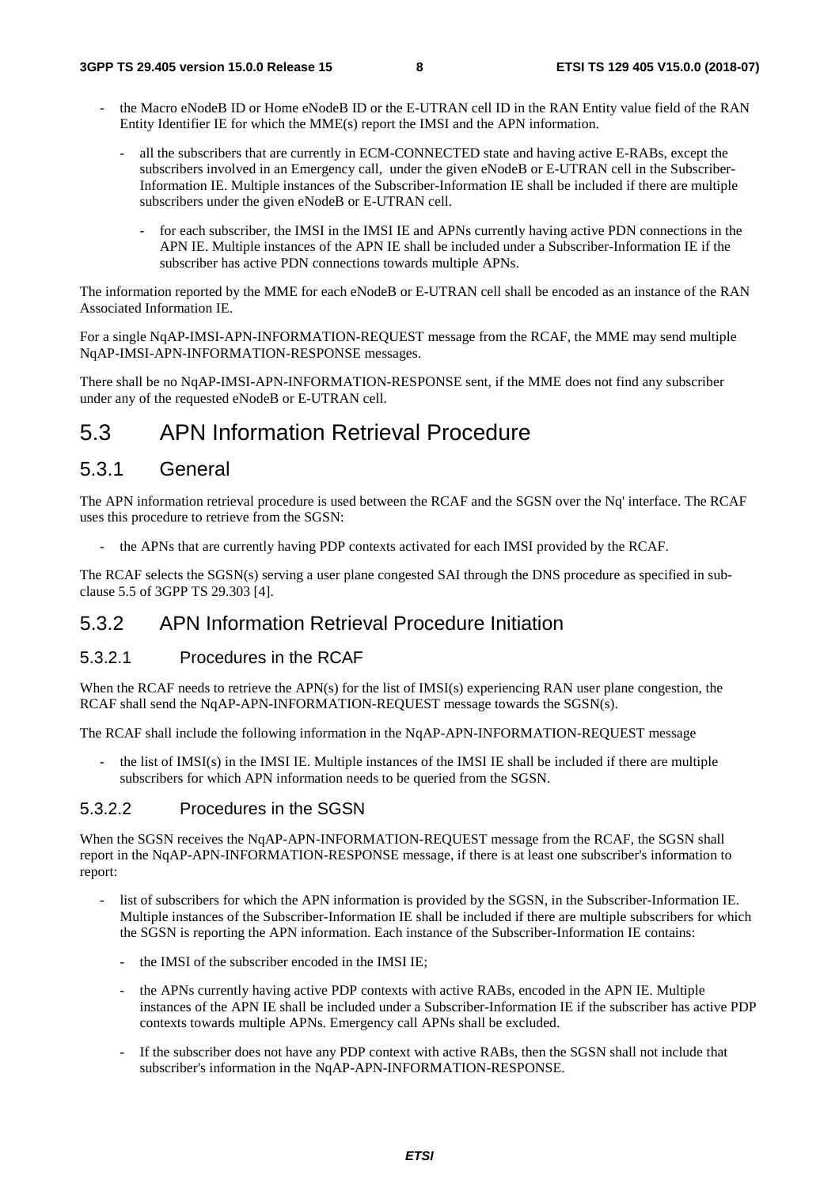- the Macro eNodeB ID or Home eNodeB ID or the E-UTRAN cell ID in the RAN Entity value field of the RAN Entity Identifier IE for which the MME(s) report the IMSI and the APN information.
  - all the subscribers that are currently in ECM-CONNECTED state and having active E-RABs, except the subscribers involved in an Emergency call, under the given eNodeB or E-UTRAN cell in the Subscriber-Information IE. Multiple instances of the Subscriber-Information IE shall be included if there are multiple subscribers under the given eNodeB or E-UTRAN cell.
    - for each subscriber, the IMSI in the IMSI IE and APNs currently having active PDN connections in the APN IE. Multiple instances of the APN IE shall be included under a Subscriber-Information IE if the subscriber has active PDN connections towards multiple APNs.

The information reported by the MME for each eNodeB or E-UTRAN cell shall be encoded as an instance of the RAN Associated Information IE.

For a single NqAP-IMSI-APN-INFORMATION-REQUEST message from the RCAF, the MME may send multiple NqAP-IMSI-APN-INFORMATION-RESPONSE messages.

There shall be no NqAP-IMSI-APN-INFORMATION-RESPONSE sent, if the MME does not find any subscriber under any of the requested eNodeB or E-UTRAN cell.

# 5.3 APN Information Retrieval Procedure

## 5.3.1 General

The APN information retrieval procedure is used between the RCAF and the SGSN over the Nq' interface. The RCAF uses this procedure to retrieve from the SGSN:

- the APNs that are currently having PDP contexts activated for each IMSI provided by the RCAF.

The RCAF selects the SGSN(s) serving a user plane congested SAI through the DNS procedure as specified in sub-clause 5.5 of 3GPP TS 29.303 [4].

## 5.3.2 APN Information Retrieval Procedure Initiation

### 5.3.2.1 Procedures in the RCAF

When the RCAF needs to retrieve the APN(s) for the list of IMSI(s) experiencing RAN user plane congestion, the RCAF shall send the NqAP-APN-INFORMATION-REQUEST message towards the SGSN(s).

The RCAF shall include the following information in the NqAP-APN-INFORMATION-REQUEST message

- the list of IMSI(s) in the IMSI IE. Multiple instances of the IMSI IE shall be included if there are multiple subscribers for which APN information needs to be queried from the SGSN.

### 5.3.2.2 Procedures in the SGSN

When the SGSN receives the NqAP-APN-INFORMATION-REQUEST message from the RCAF, the SGSN shall report in the NqAP-APN-INFORMATION-RESPONSE message, if there is at least one subscriber's information to report:

- list of subscribers for which the APN information is provided by the SGSN, in the Subscriber-Information IE. Multiple instances of the Subscriber-Information IE shall be included if there are multiple subscribers for which the SGSN is reporting the APN information. Each instance of the Subscriber-Information IE contains:
  - the IMSI of the subscriber encoded in the IMSI IE;
  - the APNs currently having active PDP contexts with active RABs, encoded in the APN IE. Multiple instances of the APN IE shall be included under a Subscriber-Information IE if the subscriber has active PDP contexts towards multiple APNs. Emergency call APNs shall be excluded.
  - If the subscriber does not have any PDP context with active RABs, then the SGSN shall not include that subscriber's information in the NqAP-APN-INFORMATION-RESPONSE.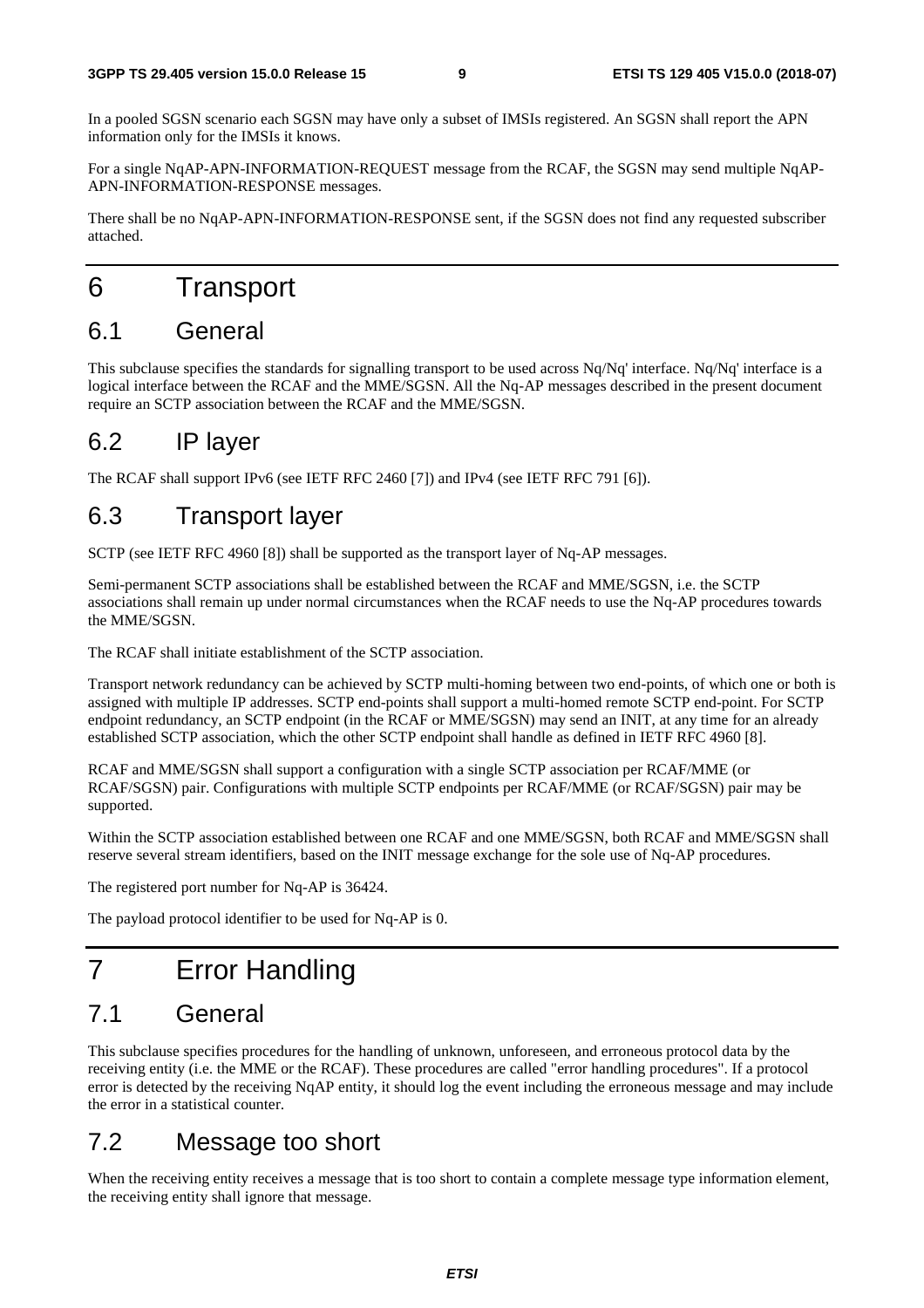In a pooled SGSN scenario each SGSN may have only a subset of IMSIs registered. An SGSN shall report the APN information only for the IMSIs it knows.

For a single NqAP-APN-INFORMATION-REQUEST message from the RCAF, the SGSN may send multiple NqAP-APN-INFORMATION-RESPONSE messages.

There shall be no NqAP-APN-INFORMATION-RESPONSE sent, if the SGSN does not find any requested subscriber attached.

# 6 Transport

## 6.1 General

This subclause specifies the standards for signalling transport to be used across Nq/Nq' interface. Nq/Nq' interface is a logical interface between the RCAF and the MME/SGSN. All the Nq-AP messages described in the present document require an SCTP association between the RCAF and the MME/SGSN.

## 6.2 IP layer

The RCAF shall support IPv6 (see IETF RFC 2460 [7]) and IPv4 (see IETF RFC 791 [6]).

## 6.3 Transport layer

SCTP (see IETF RFC 4960 [8]) shall be supported as the transport layer of Nq-AP messages.

Semi-permanent SCTP associations shall be established between the RCAF and MME/SGSN, i.e. the SCTP associations shall remain up under normal circumstances when the RCAF needs to use the Nq-AP procedures towards the MME/SGSN.

The RCAF shall initiate establishment of the SCTP association.

Transport network redundancy can be achieved by SCTP multi-homing between two end-points, of which one or both is assigned with multiple IP addresses. SCTP end-points shall support a multi-homed remote SCTP end-point. For SCTP endpoint redundancy, an SCTP endpoint (in the RCAF or MME/SGSN) may send an INIT, at any time for an already established SCTP association, which the other SCTP endpoint shall handle as defined in IETF RFC 4960 [8].

RCAF and MME/SGSN shall support a configuration with a single SCTP association per RCAF/MME (or RCAF/SGSN) pair. Configurations with multiple SCTP endpoints per RCAF/MME (or RCAF/SGSN) pair may be supported.

Within the SCTP association established between one RCAF and one MME/SGSN, both RCAF and MME/SGSN shall reserve several stream identifiers, based on the INIT message exchange for the sole use of Nq-AP procedures.

The registered port number for Nq-AP is 36424.

The payload protocol identifier to be used for Nq-AP is 0.

# 7 Error Handling

## 7.1 General

This subclause specifies procedures for the handling of unknown, unforeseen, and erroneous protocol data by the receiving entity (i.e. the MME or the RCAF). These procedures are called "error handling procedures". If a protocol error is detected by the receiving NqAP entity, it should log the event including the erroneous message and may include the error in a statistical counter.

## 7.2 Message too short

When the receiving entity receives a message that is too short to contain a complete message type information element, the receiving entity shall ignore that message.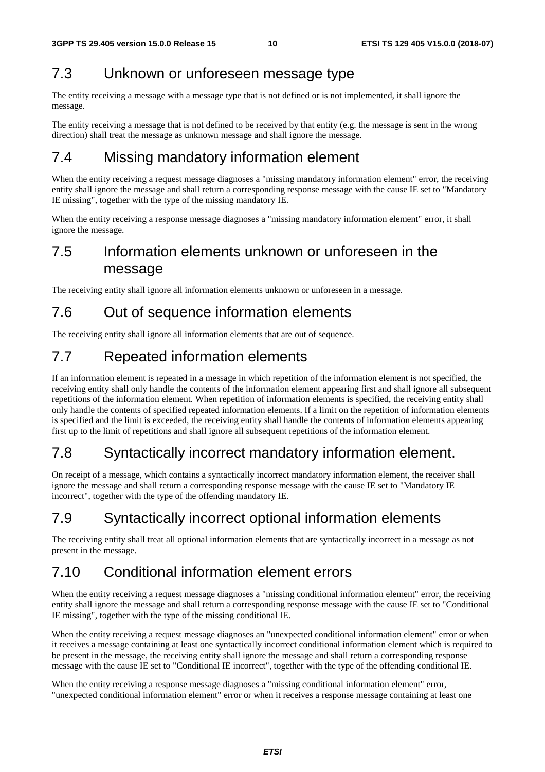## 7.3 Unknown or unforeseen message type

The entity receiving a message with a message type that is not defined or is not implemented, it shall ignore the message.

The entity receiving a message that is not defined to be received by that entity (e.g. the message is sent in the wrong direction) shall treat the message as unknown message and shall ignore the message.

## 7.4 Missing mandatory information element

When the entity receiving a request message diagnoses a "missing mandatory information element" error, the receiving entity shall ignore the message and shall return a corresponding response message with the cause IE set to "Mandatory IE missing", together with the type of the missing mandatory IE.

When the entity receiving a response message diagnoses a "missing mandatory information element" error, it shall ignore the message.

## 7.5 Information elements unknown or unforeseen in the message

The receiving entity shall ignore all information elements unknown or unforeseen in a message.

## 7.6 Out of sequence information elements

The receiving entity shall ignore all information elements that are out of sequence.

## 7.7 Repeated information elements

If an information element is repeated in a message in which repetition of the information element is not specified, the receiving entity shall only handle the contents of the information element appearing first and shall ignore all subsequent repetitions of the information element. When repetition of information elements is specified, the receiving entity shall only handle the contents of specified repeated information elements. If a limit on the repetition of information elements is specified and the limit is exceeded, the receiving entity shall handle the contents of information elements appearing first up to the limit of repetitions and shall ignore all subsequent repetitions of the information element.

## 7.8 Syntactically incorrect mandatory information element.

On receipt of a message, which contains a syntactically incorrect mandatory information element, the receiver shall ignore the message and shall return a corresponding response message with the cause IE set to "Mandatory IE incorrect", together with the type of the offending mandatory IE.

## 7.9 Syntactically incorrect optional information elements

The receiving entity shall treat all optional information elements that are syntactically incorrect in a message as not present in the message.

## 7.10 Conditional information element errors

When the entity receiving a request message diagnoses a "missing conditional information element" error, the receiving entity shall ignore the message and shall return a corresponding response message with the cause IE set to "Conditional IE missing", together with the type of the missing conditional IE.

When the entity receiving a request message diagnoses an "unexpected conditional information element" error or when it receives a message containing at least one syntactically incorrect conditional information element which is required to be present in the message, the receiving entity shall ignore the message and shall return a corresponding response message with the cause IE set to "Conditional IE incorrect", together with the type of the offending conditional IE.

When the entity receiving a response message diagnoses a "missing conditional information element" error, "unexpected conditional information element" error or when it receives a response message containing at least one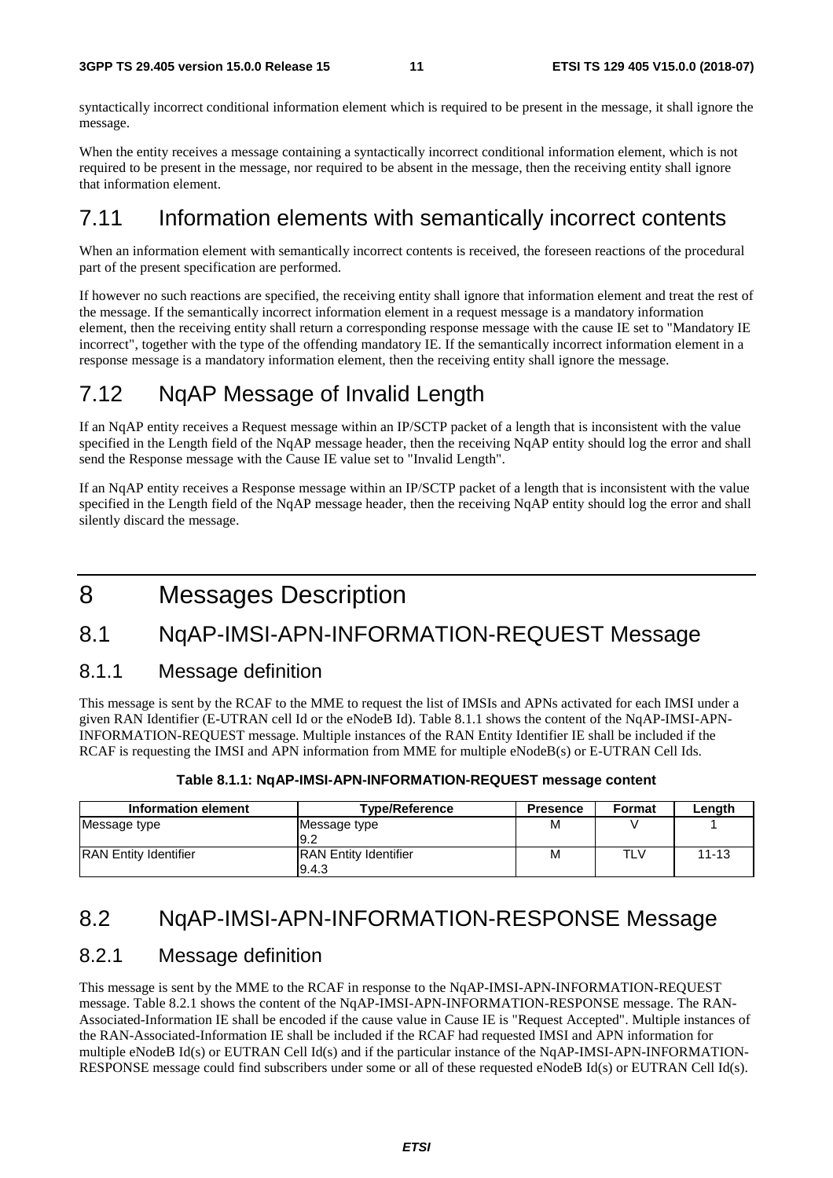syntactically incorrect conditional information element which is required to be present in the message, it shall ignore the message.

When the entity receives a message containing a syntactically incorrect conditional information element, which is not required to be present in the message, nor required to be absent in the message, then the receiving entity shall ignore that information element.

## 7.11 Information elements with semantically incorrect contents

When an information element with semantically incorrect contents is received, the foreseen reactions of the procedural part of the present specification are performed.

If however no such reactions are specified, the receiving entity shall ignore that information element and treat the rest of the message. If the semantically incorrect information element in a request message is a mandatory information element, then the receiving entity shall return a corresponding response message with the cause IE set to "Mandatory IE incorrect", together with the type of the offending mandatory IE. If the semantically incorrect information element in a response message is a mandatory information element, then the receiving entity shall ignore the message.

## 7.12 NqAP Message of Invalid Length

If an NqAP entity receives a Request message within an IP/SCTP packet of a length that is inconsistent with the value specified in the Length field of the NqAP message header, then the receiving NqAP entity should log the error and shall send the Response message with the Cause IE value set to "Invalid Length".

If an NqAP entity receives a Response message within an IP/SCTP packet of a length that is inconsistent with the value specified in the Length field of the NqAP message header, then the receiving NqAP entity should log the error and shall silently discard the message.

# 8 Messages Description

## 8.1 NqAP-IMSI-APN-INFORMATION-REQUEST Message

### 8.1.1 Message definition

This message is sent by the RCAF to the MME to request the list of IMSIs and APNs activated for each IMSI under a given RAN Identifier (E-UTRAN cell Id or the eNodeB Id). Table 8.1.1 shows the content of the NqAP-IMSI-APN-INFORMATION-REQUEST message. Multiple instances of the RAN Entity Identifier IE shall be included if the RCAF is requesting the IMSI and APN information from MME for multiple eNodeB(s) or E-UTRAN Cell Ids.

**Table 8.1.1: NqAP-IMSI-APN-INFORMATION-REQUEST message content**

| Information element | Type/Reference | Presence | Format | Length |
|---|---|---|---|---|
| Message type | Message type 9.2 | M | V | 1 |
| RAN Entity Identifier | RAN Entity Identifier 9.4.3 | M | TLV | 11-13 |

## 8.2 NqAP-IMSI-APN-INFORMATION-RESPONSE Message

### 8.2.1 Message definition

This message is sent by the MME to the RCAF in response to the NqAP-IMSI-APN-INFORMATION-REQUEST message. Table 8.2.1 shows the content of the NqAP-IMSI-APN-INFORMATION-RESPONSE message. The RAN-Associated-Information IE shall be encoded if the cause value in Cause IE is "Request Accepted". Multiple instances of the RAN-Associated-Information IE shall be included if the RCAF had requested IMSI and APN information for multiple eNodeB Id(s) or EUTRAN Cell Id(s) and if the particular instance of the NqAP-IMSI-APN-INFORMATION-RESPONSE message could find subscribers under some or all of these requested eNodeB Id(s) or EUTRAN Cell Id(s).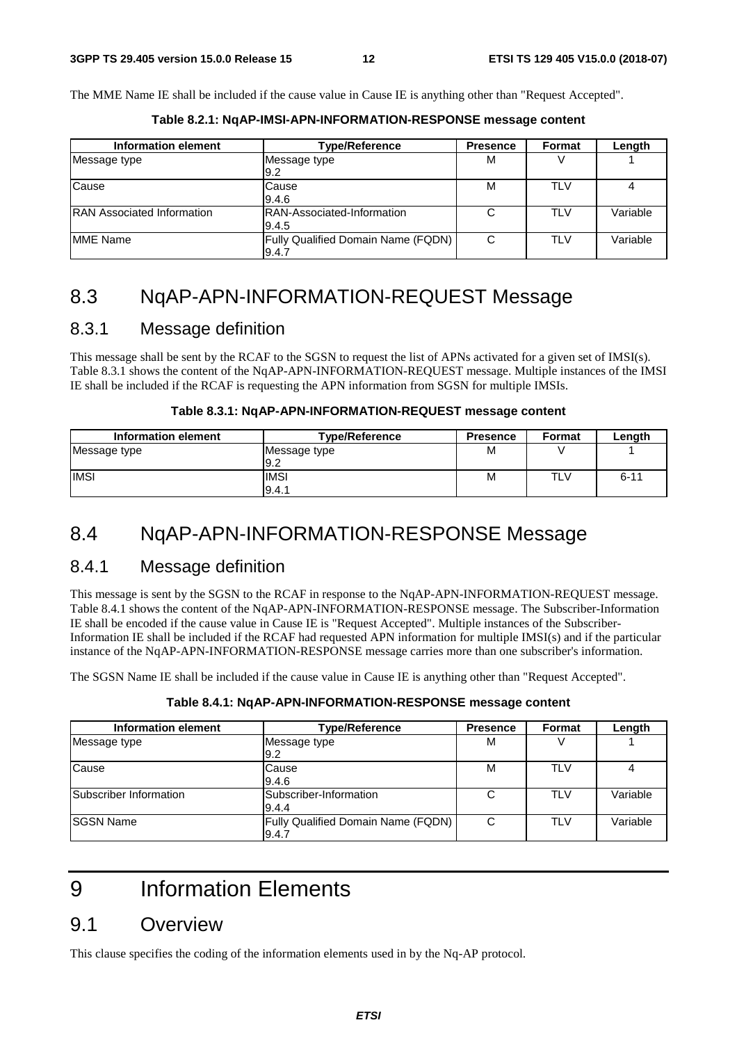The MME Name IE shall be included if the cause value in Cause IE is anything other than "Request Accepted".

**Table 8.2.1: NqAP-IMSI-APN-INFORMATION-RESPONSE message content**

| Information element | Type/Reference | Presence | Format | Length |
|---|---|---|---|---|
| Message type | Message type 9.2 | M | V | 1 |
| Cause | Cause 9.4.6 | M | TLV | 4 |
| RAN Associated Information | RAN-Associated-Information 9.4.5 | C | TLV | Variable |
| MME Name | Fully Qualified Domain Name (FQDN) 9.4.7 | C | TLV | Variable |

# 8.3 NqAP-APN-INFORMATION-REQUEST Message

## 8.3.1 Message definition

This message shall be sent by the RCAF to the SGSN to request the list of APNs activated for a given set of IMSI(s). Table 8.3.1 shows the content of the NqAP-APN-INFORMATION-REQUEST message. Multiple instances of the IMSI IE shall be included if the RCAF is requesting the APN information from SGSN for multiple IMSIs.

**Table 8.3.1: NqAP-APN-INFORMATION-REQUEST message content**

| Information element | Type/Reference | Presence | Format | Length |
|---|---|---|---|---|
| Message type | Message type 9.2 | M | V | 1 |
| IMSI | IMSI 9.4.1 | M | TLV | 6-11 |

# 8.4 NqAP-APN-INFORMATION-RESPONSE Message

## 8.4.1 Message definition

This message is sent by the SGSN to the RCAF in response to the NqAP-APN-INFORMATION-REQUEST message. Table 8.4.1 shows the content of the NqAP-APN-INFORMATION-RESPONSE message. The Subscriber-Information IE shall be encoded if the cause value in Cause IE is "Request Accepted". Multiple instances of the Subscriber-Information IE shall be included if the RCAF had requested APN information for multiple IMSI(s) and if the particular instance of the NqAP-APN-INFORMATION-RESPONSE message carries more than one subscriber's information.

The SGSN Name IE shall be included if the cause value in Cause IE is anything other than "Request Accepted".

**Table 8.4.1: NqAP-APN-INFORMATION-RESPONSE message content**

| Information element | Type/Reference | Presence | Format | Length |
|---|---|---|---|---|
| Message type | Message type 9.2 | M | V | 1 |
| Cause | Cause 9.4.6 | M | TLV | 4 |
| Subscriber Information | Subscriber-Information 9.4.4 | C | TLV | Variable |
| SGSN Name | Fully Qualified Domain Name (FQDN) 9.4.7 | C | TLV | Variable |

# 9 Information Elements

## 9.1 Overview

This clause specifies the coding of the information elements used in by the Nq-AP protocol.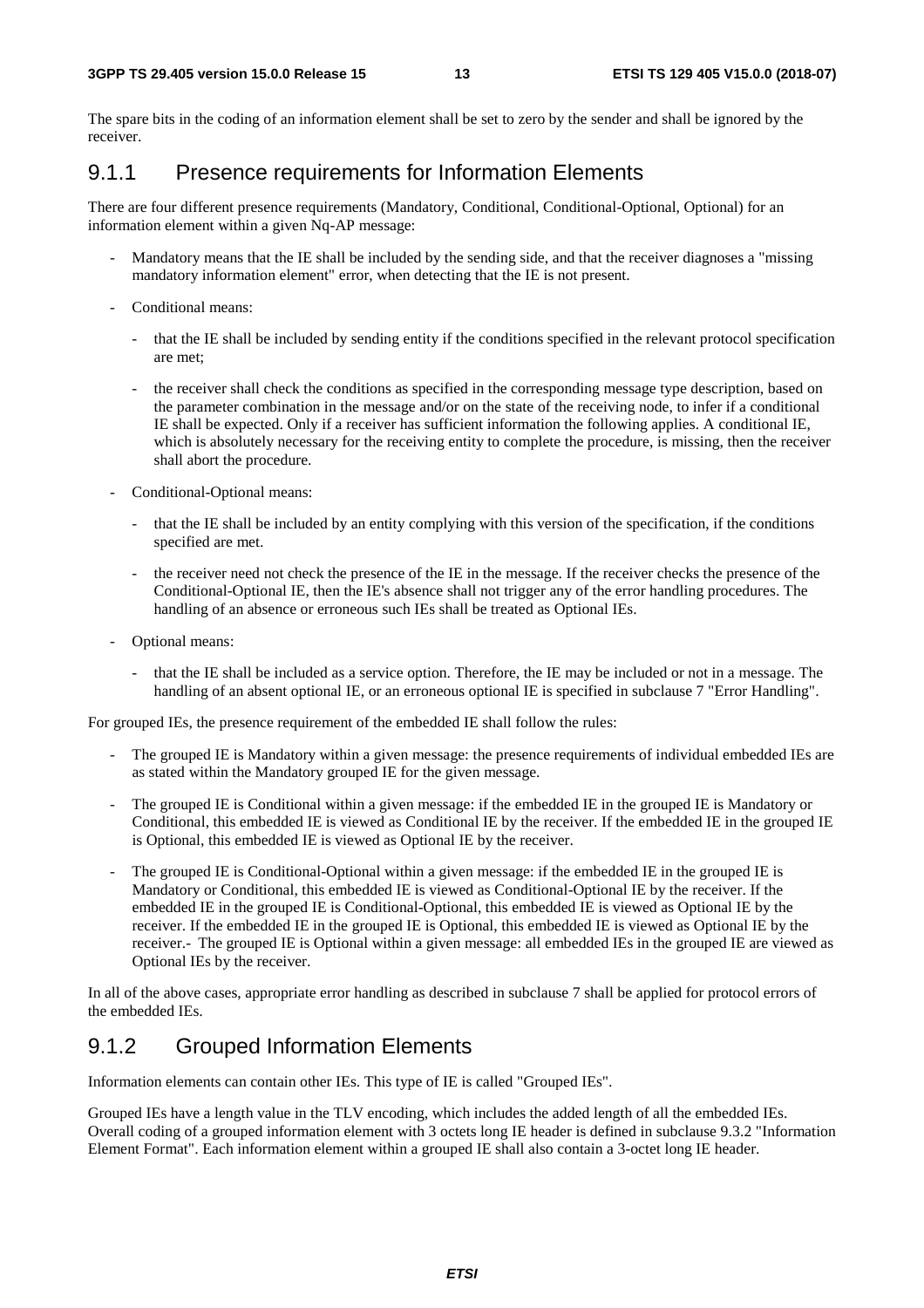The spare bits in the coding of an information element shall be set to zero by the sender and shall be ignored by the receiver.

### 9.1.1 Presence requirements for Information Elements

There are four different presence requirements (Mandatory, Conditional, Conditional-Optional, Optional) for an information element within a given Nq-AP message:

- Mandatory means that the IE shall be included by the sending side, and that the receiver diagnoses a "missing mandatory information element" error, when detecting that the IE is not present.
- Conditional means:
  - that the IE shall be included by sending entity if the conditions specified in the relevant protocol specification are met;
  - the receiver shall check the conditions as specified in the corresponding message type description, based on the parameter combination in the message and/or on the state of the receiving node, to infer if a conditional IE shall be expected. Only if a receiver has sufficient information the following applies. A conditional IE, which is absolutely necessary for the receiving entity to complete the procedure, is missing, then the receiver shall abort the procedure.
- Conditional-Optional means:
  - that the IE shall be included by an entity complying with this version of the specification, if the conditions specified are met.
  - the receiver need not check the presence of the IE in the message. If the receiver checks the presence of the Conditional-Optional IE, then the IE's absence shall not trigger any of the error handling procedures. The handling of an absence or erroneous such IEs shall be treated as Optional IEs.
- Optional means:
  - that the IE shall be included as a service option. Therefore, the IE may be included or not in a message. The handling of an absent optional IE, or an erroneous optional IE is specified in subclause 7 "Error Handling".

For grouped IEs, the presence requirement of the embedded IE shall follow the rules:

- The grouped IE is Mandatory within a given message: the presence requirements of individual embedded IEs are as stated within the Mandatory grouped IE for the given message.
- The grouped IE is Conditional within a given message: if the embedded IE in the grouped IE is Mandatory or Conditional, this embedded IE is viewed as Conditional IE by the receiver. If the embedded IE in the grouped IE is Optional, this embedded IE is viewed as Optional IE by the receiver.
- The grouped IE is Conditional-Optional within a given message: if the embedded IE in the grouped IE is Mandatory or Conditional, this embedded IE is viewed as Conditional-Optional IE by the receiver. If the embedded IE in the grouped IE is Conditional-Optional, this embedded IE is viewed as Optional IE by the receiver. If the embedded IE in the grouped IE is Optional, this embedded IE is viewed as Optional IE by the receiver.- The grouped IE is Optional within a given message: all embedded IEs in the grouped IE are viewed as Optional IEs by the receiver.

In all of the above cases, appropriate error handling as described in subclause 7 shall be applied for protocol errors of the embedded IEs.

### 9.1.2 Grouped Information Elements

Information elements can contain other IEs. This type of IE is called "Grouped IEs".

Grouped IEs have a length value in the TLV encoding, which includes the added length of all the embedded IEs. Overall coding of a grouped information element with 3 octets long IE header is defined in subclause 9.3.2 "Information Element Format". Each information element within a grouped IE shall also contain a 3-octet long IE header.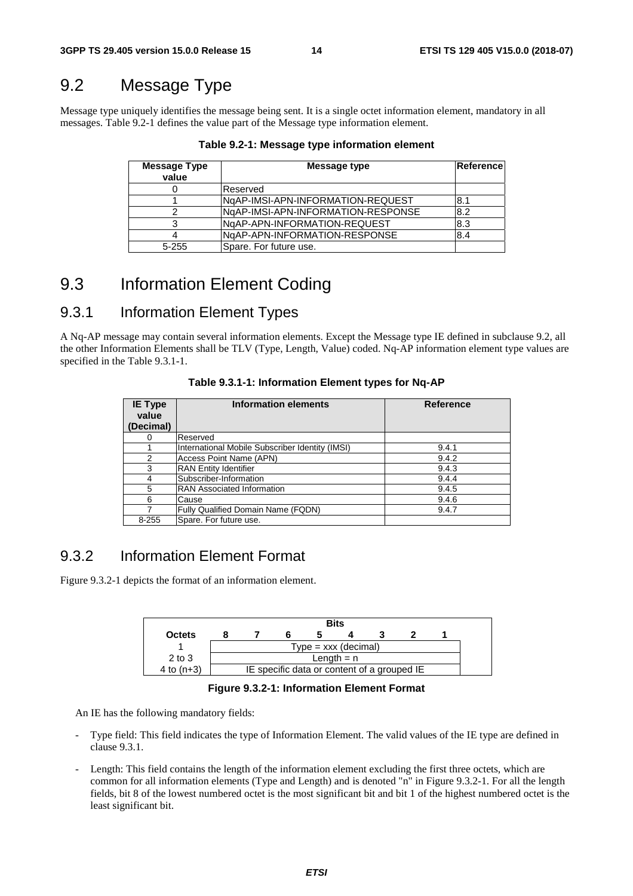## 9.2 Message Type

Message type uniquely identifies the message being sent. It is a single octet information element, mandatory in all messages. Table 9.2-1 defines the value part of the Message type information element.

**Table 9.2-1: Message type information element**

| Message Type value | Message type | Reference |
|---|---|---|
| 0 | Reserved | |
| 1 | NqAP-IMSI-APN-INFORMATION-REQUEST | 8.1 |
| 2 | NqAP-IMSI-APN-INFORMATION-RESPONSE | 8.2 |
| 3 | NqAP-APN-INFORMATION-REQUEST | 8.3 |
| 4 | NqAP-APN-INFORMATION-RESPONSE | 8.4 |
| 5-255 | Spare. For future use. | |

## 9.3 Information Element Coding

### 9.3.1 Information Element Types

A Nq-AP message may contain several information elements. Except the Message type IE defined in subclause 9.2, all the other Information Elements shall be TLV (Type, Length, Value) coded. Nq-AP information element type values are specified in the Table 9.3.1-1.

**Table 9.3.1-1: Information Element types for Nq-AP**

| IE Type value (Decimal) | Information elements | Reference |
|---|---|---|
| 0 | Reserved | |
| 1 | International Mobile Subscriber Identity (IMSI) | 9.4.1 |
| 2 | Access Point Name (APN) | 9.4.2 |
| 3 | RAN Entity Identifier | 9.4.3 |
| 4 | Subscriber-Information | 9.4.4 |
| 5 | RAN Associated Information | 9.4.5 |
| 6 | Cause | 9.4.6 |
| 7 | Fully Qualified Domain Name (FQDN) | 9.4.7 |
| 8-255 | Spare. For future use. | |

### 9.3.2 Information Element Format

Figure 9.3.2-1 depicts the format of an information element.

| Octets | Bits 8 | 7 | 6 | 5 | 4 | 3 | 2 | 1 |
|---|---|---|---|---|---|---|---|---|
| 1 | Type = xxx (decimal) | | | | | | | |
| 2 to 3 | Length = n | | | | | | | |
| 4 to (n+3) | IE specific data or content of a grouped IE | | | | | | | |

**Figure 9.3.2-1: Information Element Format**

An IE has the following mandatory fields:

- Type field: This field indicates the type of Information Element. The valid values of the IE type are defined in clause 9.3.1.
- Length: This field contains the length of the information element excluding the first three octets, which are common for all information elements (Type and Length) and is denoted "n" in Figure 9.3.2-1. For all the length fields, bit 8 of the lowest numbered octet is the most significant bit and bit 1 of the highest numbered octet is the least significant bit.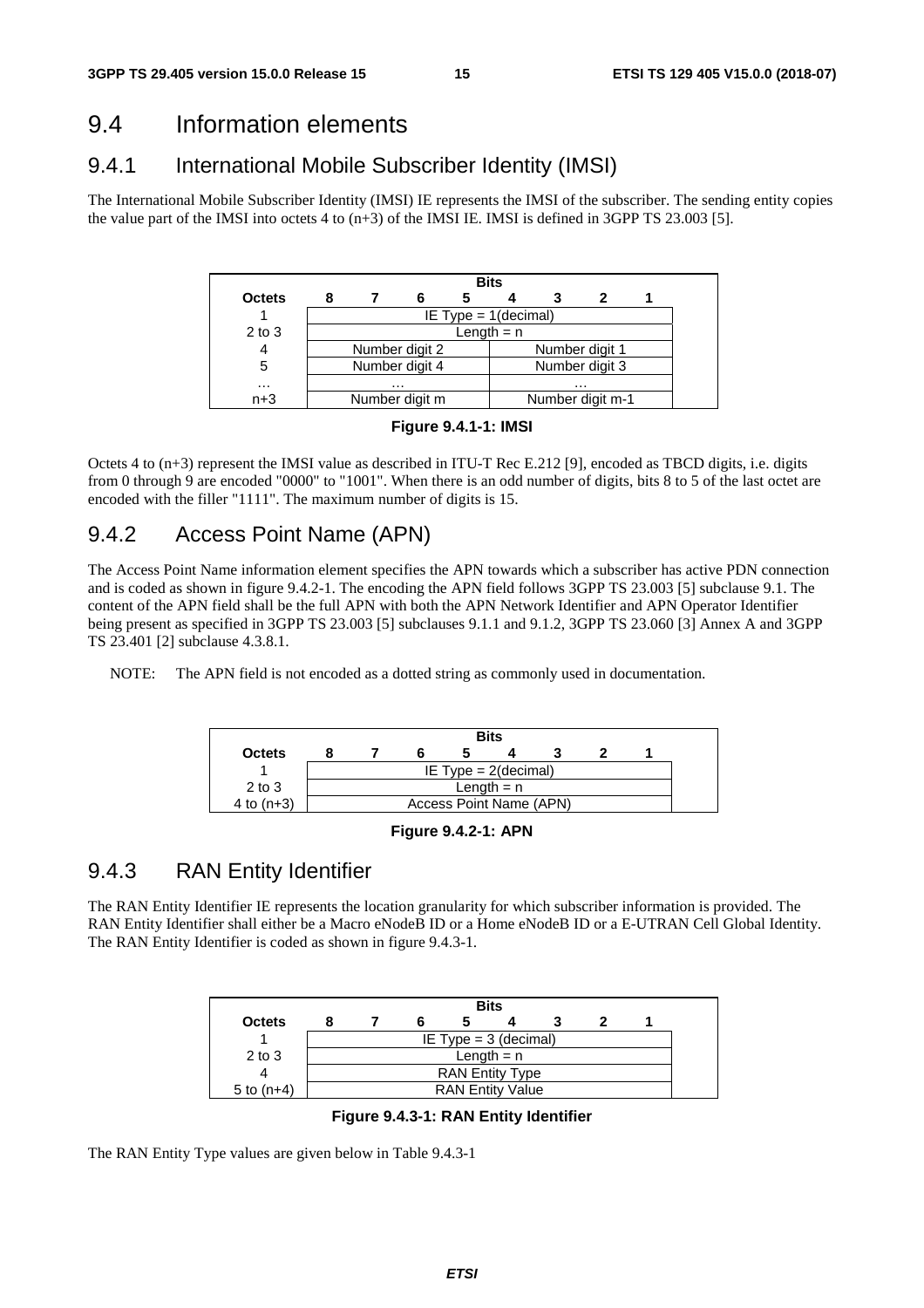## 9.4 Information elements

### 9.4.1 International Mobile Subscriber Identity (IMSI)

The International Mobile Subscriber Identity (IMSI) IE represents the IMSI of the subscriber. The sending entity copies the value part of the IMSI into octets 4 to (n+3) of the IMSI IE. IMSI is defined in 3GPP TS 23.003 [5].

| Octets | Bits 8 | 7 | 6 | 5 | 4 | 3 | 2 | 1 |
|---|---|---|---|---|---|---|---|---|
| 1 | IE Type = 1(decimal) | | | | | | | |
| 2 to 3 | Length = n | | | | | | | |
| 4 | Number digit 2 | | | | Number digit 1 | | | |
| 5 | Number digit 4 | | | | Number digit 3 | | | |
| … | … | | | | … | | | |
| n+3 | Number digit m | | | | Number digit m-1 | | | |

**Figure 9.4.1-1: IMSI**

Octets 4 to (n+3) represent the IMSI value as described in ITU-T Rec E.212 [9], encoded as TBCD digits, i.e. digits from 0 through 9 are encoded "0000" to "1001". When there is an odd number of digits, bits 8 to 5 of the last octet are encoded with the filler "1111". The maximum number of digits is 15.

### 9.4.2 Access Point Name (APN)

The Access Point Name information element specifies the APN towards which a subscriber has active PDN connection and is coded as shown in figure 9.4.2-1. The encoding the APN field follows 3GPP TS 23.003 [5] subclause 9.1. The content of the APN field shall be the full APN with both the APN Network Identifier and APN Operator Identifier being present as specified in 3GPP TS 23.003 [5] subclauses 9.1.1 and 9.1.2, 3GPP TS 23.060 [3] Annex A and 3GPP TS 23.401 [2] subclause 4.3.8.1.

NOTE: The APN field is not encoded as a dotted string as commonly used in documentation.

| Octets | Bits 8 | 7 | 6 | 5 | 4 | 3 | 2 | 1 |
|---|---|---|---|---|---|---|---|---|
| 1 | IE Type = 2(decimal) | | | | | | | |
| 2 to 3 | Length = n | | | | | | | |
| 4 to (n+3) | Access Point Name (APN) | | | | | | | |

**Figure 9.4.2-1: APN**

### 9.4.3 RAN Entity Identifier

The RAN Entity Identifier IE represents the location granularity for which subscriber information is provided. The RAN Entity Identifier shall either be a Macro eNodeB ID or a Home eNodeB ID or a E-UTRAN Cell Global Identity. The RAN Entity Identifier is coded as shown in figure 9.4.3-1.

| Octets | Bits 8 | 7 | 6 | 5 | 4 | 3 | 2 | 1 |
|---|---|---|---|---|---|---|---|---|
| 1 | IE Type = 3 (decimal) | | | | | | | |
| 2 to 3 | Length = n | | | | | | | |
| 4 | RAN Entity Type | | | | | | | |
| 5 to (n+4) | RAN Entity Value | | | | | | | |

**Figure 9.4.3-1: RAN Entity Identifier**

The RAN Entity Type values are given below in Table 9.4.3-1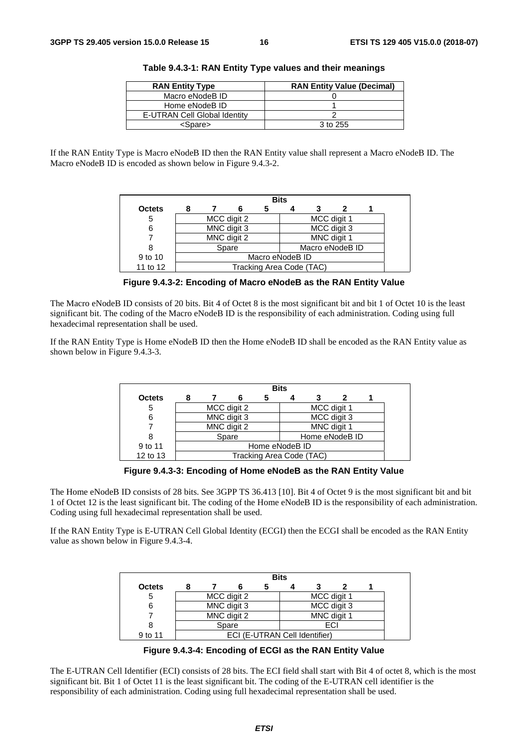**Table 9.4.3-1: RAN Entity Type values and their meanings**

| RAN Entity Type | RAN Entity Value (Decimal) |
| --- | --- |
| Macro eNodeB ID | 0 |
| Home eNodeB ID | 1 |
| E-UTRAN Cell Global Identity | 2 |
| <Spare> | 3 to 255 |

If the RAN Entity Type is Macro eNodeB ID then the RAN Entity value shall represent a Macro eNodeB ID. The Macro eNodeB ID is encoded as shown below in Figure 9.4.3-2.

| Octets | Bits 8 | 7 | 6 | 5 | 4 | 3 | 2 | 1 |
| --- | --- | --- | --- | --- | --- | --- | --- | --- |
| 5 | MCC digit 2 | | | | MCC digit 1 | | | |
| 6 | MNC digit 3 | | | | MCC digit 3 | | | |
| 7 | MNC digit 2 | | | | MNC digit 1 | | | |
| 8 | Spare | | | | Macro eNodeB ID | | | |
| 9 to 10 | Macro eNodeB ID | | | | | | | |
| 11 to 12 | Tracking Area Code (TAC) | | | | | | | |

**Figure 9.4.3-2: Encoding of Macro eNodeB as the RAN Entity Value**

The Macro eNodeB ID consists of 20 bits. Bit 4 of Octet 8 is the most significant bit and bit 1 of Octet 10 is the least significant bit. The coding of the Macro eNodeB ID is the responsibility of each administration. Coding using full hexadecimal representation shall be used.

If the RAN Entity Type is Home eNodeB ID then the Home eNodeB ID shall be encoded as the RAN Entity value as shown below in Figure 9.4.3-3.

| Octets | Bits 8 | 7 | 6 | 5 | 4 | 3 | 2 | 1 |
| --- | --- | --- | --- | --- | --- | --- | --- | --- |
| 5 | MCC digit 2 | | | | MCC digit 1 | | | |
| 6 | MNC digit 3 | | | | MCC digit 3 | | | |
| 7 | MNC digit 2 | | | | MNC digit 1 | | | |
| 8 | Spare | | | | Home eNodeB ID | | | |
| 9 to 11 | Home eNodeB ID | | | | | | | |
| 12 to 13 | Tracking Area Code (TAC) | | | | | | | |

**Figure 9.4.3-3: Encoding of Home eNodeB as the RAN Entity Value**

The Home eNodeB ID consists of 28 bits. See 3GPP TS 36.413 [10]. Bit 4 of Octet 9 is the most significant bit and bit 1 of Octet 12 is the least significant bit. The coding of the Home eNodeB ID is the responsibility of each administration. Coding using full hexadecimal representation shall be used.

If the RAN Entity Type is E-UTRAN Cell Global Identity (ECGI) then the ECGI shall be encoded as the RAN Entity value as shown below in Figure 9.4.3-4.

| Octets | Bits 8 | 7 | 6 | 5 | 4 | 3 | 2 | 1 |
| --- | --- | --- | --- | --- | --- | --- | --- | --- |
| 5 | MCC digit 2 | | | | MCC digit 1 | | | |
| 6 | MNC digit 3 | | | | MCC digit 3 | | | |
| 7 | MNC digit 2 | | | | MNC digit 1 | | | |
| 8 | Spare | | | | ECI | | | |
| 9 to 11 | ECI (E-UTRAN Cell Identifier) | | | | | | | |

**Figure 9.4.3-4: Encoding of ECGI as the RAN Entity Value**

The E-UTRAN Cell Identifier (ECI) consists of 28 bits. The ECI field shall start with Bit 4 of octet 8, which is the most significant bit. Bit 1 of Octet 11 is the least significant bit. The coding of the E-UTRAN cell identifier is the responsibility of each administration. Coding using full hexadecimal representation shall be used.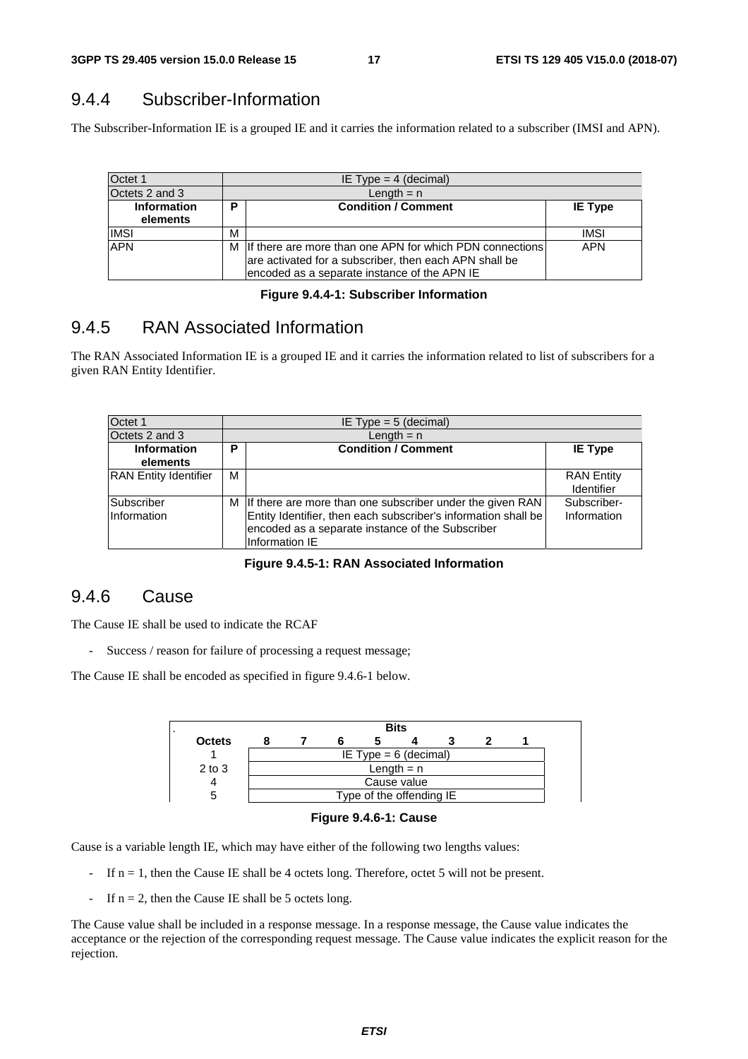### 9.4.4 Subscriber-Information

The Subscriber-Information IE is a grouped IE and it carries the information related to a subscriber (IMSI and APN).

| Octet 1 | IE Type = 4 (decimal) | | |
|---|---|---|---|
| Octets 2 and 3 | Length = n | | |
| **Information elements** | **P** | **Condition / Comment** | **IE Type** |
| IMSI | M | | IMSI |
| APN | M | If there are more than one APN for which PDN connections are activated for a subscriber, then each APN shall be encoded as a separate instance of the APN IE | APN |

**Figure 9.4.4-1: Subscriber Information**

### 9.4.5 RAN Associated Information

The RAN Associated Information IE is a grouped IE and it carries the information related to list of subscribers for a given RAN Entity Identifier.

| Octet 1 | IE Type = 5 (decimal) | | |
|---|---|---|---|
| Octets 2 and 3 | Length = n | | |
| **Information elements** | **P** | **Condition / Comment** | **IE Type** |
| RAN Entity Identifier | M | | RAN Entity Identifier |
| Subscriber Information | M | If there are more than one subscriber under the given RAN Entity Identifier, then each subscriber's information shall be encoded as a separate instance of the Subscriber Information IE | Subscriber-Information |

**Figure 9.4.5-1: RAN Associated Information**

### 9.4.6 Cause

The Cause IE shall be used to indicate the RCAF

- Success / reason for failure of processing a request message;

The Cause IE shall be encoded as specified in figure 9.4.6-1 below.

| | Bits | | | | | | | |
|---|---|---|---|---|---|---|---|---|
| **Octets** | **8** | **7** | **6** | **5** | **4** | **3** | **2** | **1** |
| 1 | IE Type = 6 (decimal) | | | | | | | |
| 2 to 3 | Length = n | | | | | | | |
| 4 | Cause value | | | | | | | |
| 5 | Type of the offending IE | | | | | | | |

**Figure 9.4.6-1: Cause**

Cause is a variable length IE, which may have either of the following two lengths values:

- If n = 1, then the Cause IE shall be 4 octets long. Therefore, octet 5 will not be present.
- If n = 2, then the Cause IE shall be 5 octets long.

The Cause value shall be included in a response message. In a response message, the Cause value indicates the acceptance or the rejection of the corresponding request message. The Cause value indicates the explicit reason for the rejection.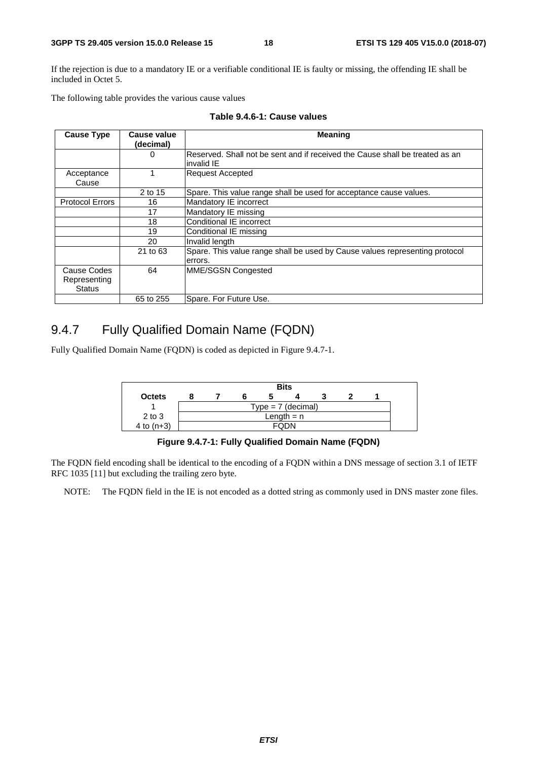If the rejection is due to a mandatory IE or a verifiable conditional IE is faulty or missing, the offending IE shall be included in Octet 5.

The following table provides the various cause values

**Table 9.4.6-1: Cause values**

| Cause Type | Cause value (decimal) | Meaning |
|---|---|---|
| | 0 | Reserved. Shall not be sent and if received the Cause shall be treated as an invalid IE |
| Acceptance Cause | 1 | Request Accepted |
| | 2 to 15 | Spare. This value range shall be used for acceptance cause values. |
| Protocol Errors | 16 | Mandatory IE incorrect |
| | 17 | Mandatory IE missing |
| | 18 | Conditional IE incorrect |
| | 19 | Conditional IE missing |
| | 20 | Invalid length |
| | 21 to 63 | Spare. This value range shall be used by Cause values representing protocol errors. |
| Cause Codes Representing Status | 64 | MME/SGSN Congested |
| | 65 to 255 | Spare. For Future Use. |

## 9.4.7 Fully Qualified Domain Name (FQDN)

Fully Qualified Domain Name (FQDN) is coded as depicted in Figure 9.4.7-1.

| Octets | Bits 8 | 7 | 6 | 5 | 4 | 3 | 2 | 1 |
|---|---|---|---|---|---|---|---|---|
| 1 | Type = 7 (decimal) | | | | | | | |
| 2 to 3 | Length = n | | | | | | | |
| 4 to (n+3) | FQDN | | | | | | | |

**Figure 9.4.7-1: Fully Qualified Domain Name (FQDN)**

The FQDN field encoding shall be identical to the encoding of a FQDN within a DNS message of section 3.1 of IETF RFC 1035 [11] but excluding the trailing zero byte.

NOTE: The FQDN field in the IE is not encoded as a dotted string as commonly used in DNS master zone files.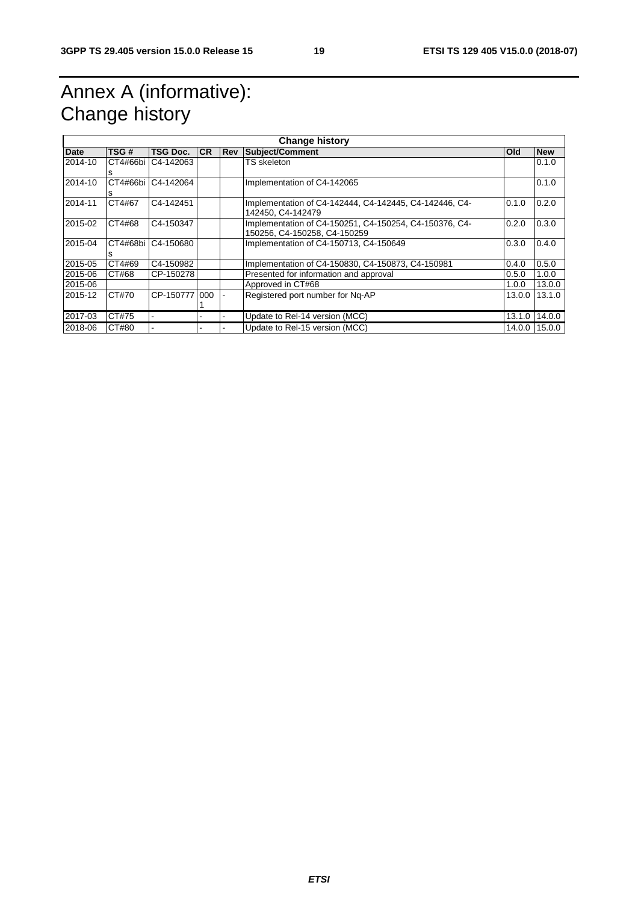# Annex A (informative): Change history

| Change history | | | | | | | |
|---|---|---|---|---|---|---|---|
| **Date** | **TSG #** | **TSG Doc.** | **CR** | **Rev** | **Subject/Comment** | **Old** | **New** |
| 2014-10 | CT4#66bis | C4-142063 | | | TS skeleton | | 0.1.0 |
| 2014-10 | CT4#66bis | C4-142064 | | | Implementation of C4-142065 | | 0.1.0 |
| 2014-11 | CT4#67 | C4-142451 | | | Implementation of C4-142444, C4-142445, C4-142446, C4-142450, C4-142479 | 0.1.0 | 0.2.0 |
| 2015-02 | CT4#68 | C4-150347 | | | Implementation of C4-150251, C4-150254, C4-150376, C4-150256, C4-150258, C4-150259 | 0.2.0 | 0.3.0 |
| 2015-04 | CT4#68bis | C4-150680 | | | Implementation of C4-150713, C4-150649 | 0.3.0 | 0.4.0 |
| 2015-05 | CT4#69 | C4-150982 | | | Implementation of C4-150830, C4-150873, C4-150981 | 0.4.0 | 0.5.0 |
| 2015-06 | CT#68 | CP-150278 | | | Presented for information and approval | 0.5.0 | 1.0.0 |
| 2015-06 | | | | | Approved in CT#68 | 1.0.0 | 13.0.0 |
| 2015-12 | CT#70 | CP-150777 | 0001 | - | Registered port number for Nq-AP | 13.0.0 | 13.1.0 |
| 2017-03 | CT#75 | - | - | - | Update to Rel-14 version (MCC) | 13.1.0 | 14.0.0 |
| 2018-06 | CT#80 | - | - | - | Update to Rel-15 version (MCC) | 14.0.0 | 15.0.0 |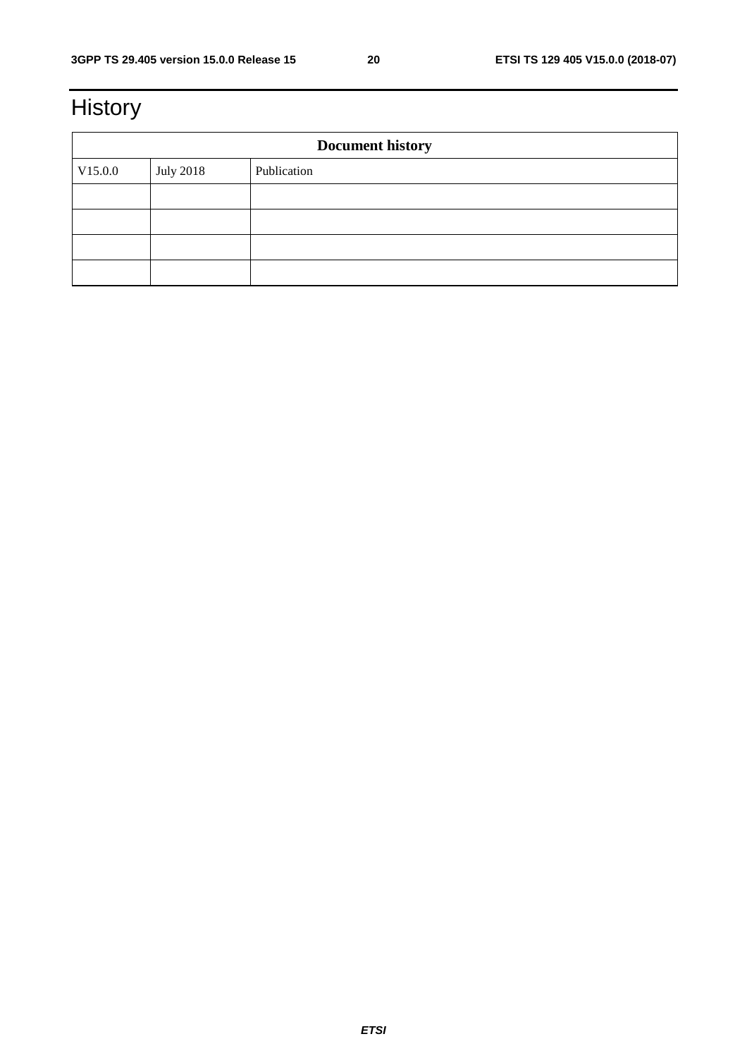# History

| Document history | | |
| --- | --- | --- |
| V15.0.0 | July 2018 | Publication |
| | | |
| | | |
| | | |
| | | |